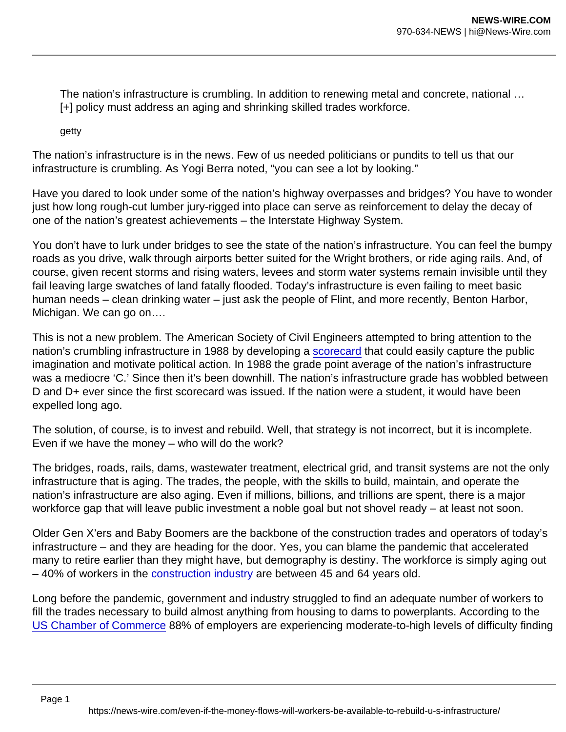The nation's infrastructure is crumbling. In addition to renewing metal and concrete, national … [+] policy must address an aging and shrinking skilled trades workforce.

getty

The nation's infrastructure is in the news. Few of us needed politicians or pundits to tell us that our infrastructure is crumbling. As Yogi Berra noted, "you can see a lot by looking."

Have you dared to look under some of the nation's highway overpasses and bridges? You have to wonder just how long rough-cut lumber jury-rigged into place can serve as reinforcement to delay the decay of one of the nation's greatest achievements – the Interstate Highway System.

You don't have to lurk under bridges to see the state of the nation's infrastructure. You can feel the bumpy roads as you drive, walk through airports better suited for the Wright brothers, or ride aging rails. And, of course, given recent storms and rising waters, levees and storm water systems remain invisible until they fail leaving large swatches of land fatally flooded. Today's infrastructure is even failing to meet basic human needs – clean drinking water – just ask the people of Flint, and more recently, Benton Harbor, Michigan. We can go on….

This is not a new problem. The American Society of Civil Engineers attempted to bring attention to the nation's crumbling infrastructure in 1988 by developing a scorecard that could easily capture the public imagination and motivate political action. In 1988 the grade point average of the nation's infrastructure was a mediocre 'C.' Since then it's been downhill. The nation's infrastructure grade has wobbled between D and D+ ever since the first scorecard was issued. If the nation were a student, it would have been expelled long ago.

The solution, of course, is to invest and rebuild. Well, that strategy is not incorrect, but it is incomplete. Even if we have the money – who will do the work?

The bridges, roads, rails, dams, wastewater treatment, electrical grid, and transit systems are not the only infrastructure that is aging. The trades, the people, with the skills to build, maintain, and operate the nation's infrastructure are also aging. Even if millions, billions, and trillions are spent, there is a major workforce gap that will leave public investment a noble goal but not shovel ready – at least not soon.

Older Gen X'ers and Baby Boomers are the backbone of the construction trades and operators of today's infrastructure – and they are heading for the door. Yes, you can blame the pandemic that accelerated many to retire earlier than they might have, but demography is destiny. The workforce is simply aging out – 40% of workers in the construction industry are between 45 and 64 years old.

Long before the pandemic, government and industry struggled to find an adequate number of workers to fill the trades necessary to build almost anything from housing to dams to powerplants. According to the US Chamber of Commerce 88% of employers are experiencing moderate-to-high levels of difficulty finding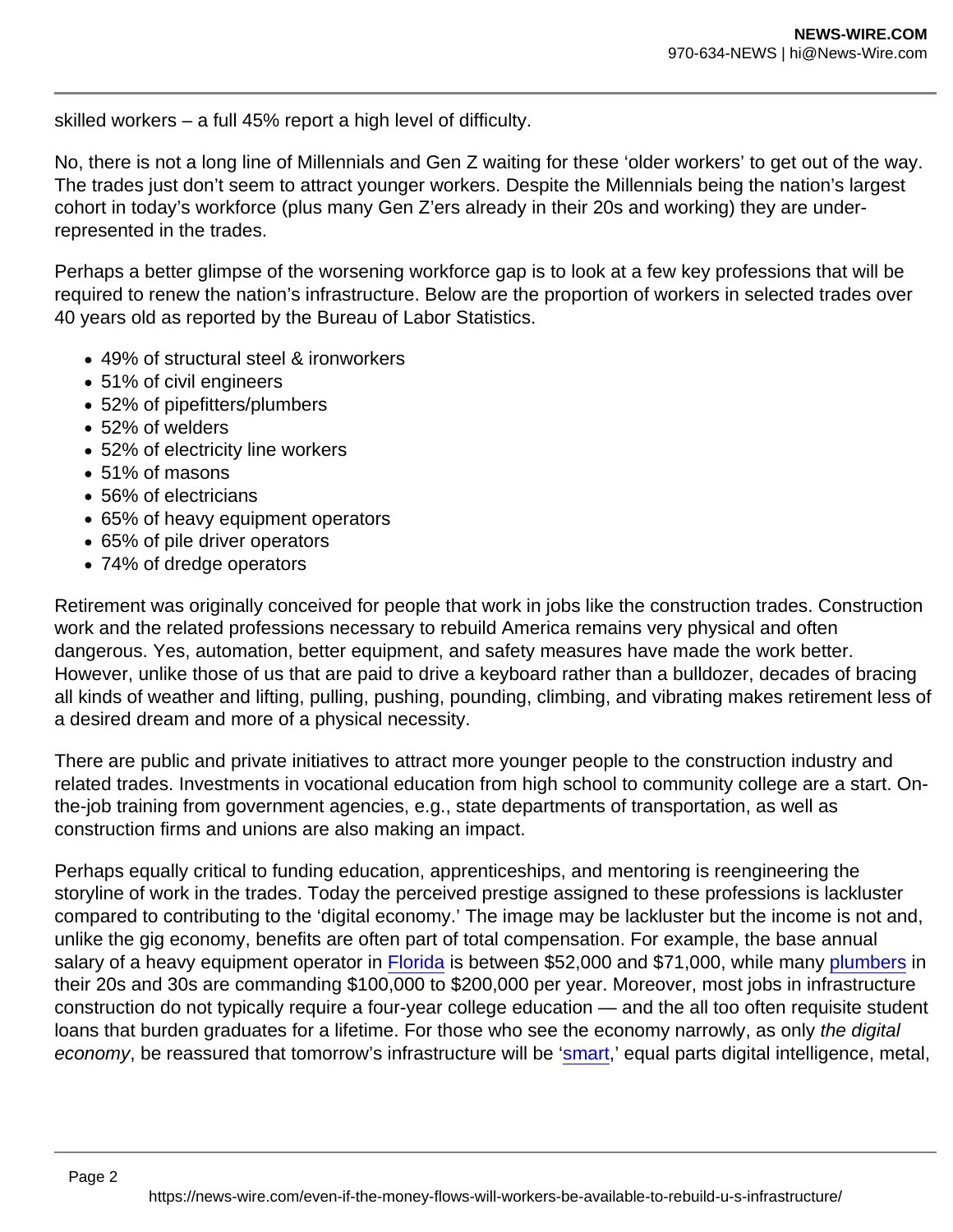skilled workers – a full 45% report a high level of difficulty.

No, there is not a long line of Millennials and Gen Z waiting for these 'older workers' to get out of the way. The trades just don't seem to attract younger workers. Despite the Millennials being the nation's largest cohort in today's workforce (plus many Gen Z'ers already in their 20s and working) they are under-represented in the trades.

Perhaps a better glimpse of the worsening workforce gap is to look at a few key professions that will be required to renew the nation's infrastructure. Below are the proportion of workers in selected trades over 40 years old as reported by the Bureau of Labor Statistics.

- 49% of structural steel & ironworkers
- 51% of civil engineers
- 52% of pipefitters/plumbers
- 52% of welders
- 52% of electricity line workers
- 51% of masons
- 56% of electricians
- 65% of heavy equipment operators
- 65% of pile driver operators
- 74% of dredge operators

Retirement was originally conceived for people that work in jobs like the construction trades. Construction work and the related professions necessary to rebuild America remains very physical and often dangerous. Yes, automation, better equipment, and safety measures have made the work better. However, unlike those of us that are paid to drive a keyboard rather than a bulldozer, decades of bracing all kinds of weather and lifting, pulling, pushing, pounding, climbing, and vibrating makes retirement less of a desired dream and more of a physical necessity.

There are public and private initiatives to attract more younger people to the construction industry and related trades. Investments in vocational education from high school to community college are a start. On-the-job training from government agencies, e.g., state departments of transportation, as well as construction firms and unions are also making an impact.

Perhaps equally critical to funding education, apprenticeships, and mentoring is reengineering the storyline of work in the trades. Today the perceived prestige assigned to these professions is lackluster compared to contributing to the 'digital economy.' The image may be lackluster but the income is not and, unlike the gig economy, benefits are often part of total compensation. For example, the base annual salary of a heavy equipment operator in Florida is between $52,000 and $71,000, while many plumbers in their 20s and 30s are commanding $100,000 to $200,000 per year. Moreover, most jobs in infrastructure construction do not typically require a four-year college education — and the all too often requisite student loans that burden graduates for a lifetime. For those who see the economy narrowly, as only *the digital economy*, be reassured that tomorrow's infrastructure will be 'smart,' equal parts digital intelligence, metal,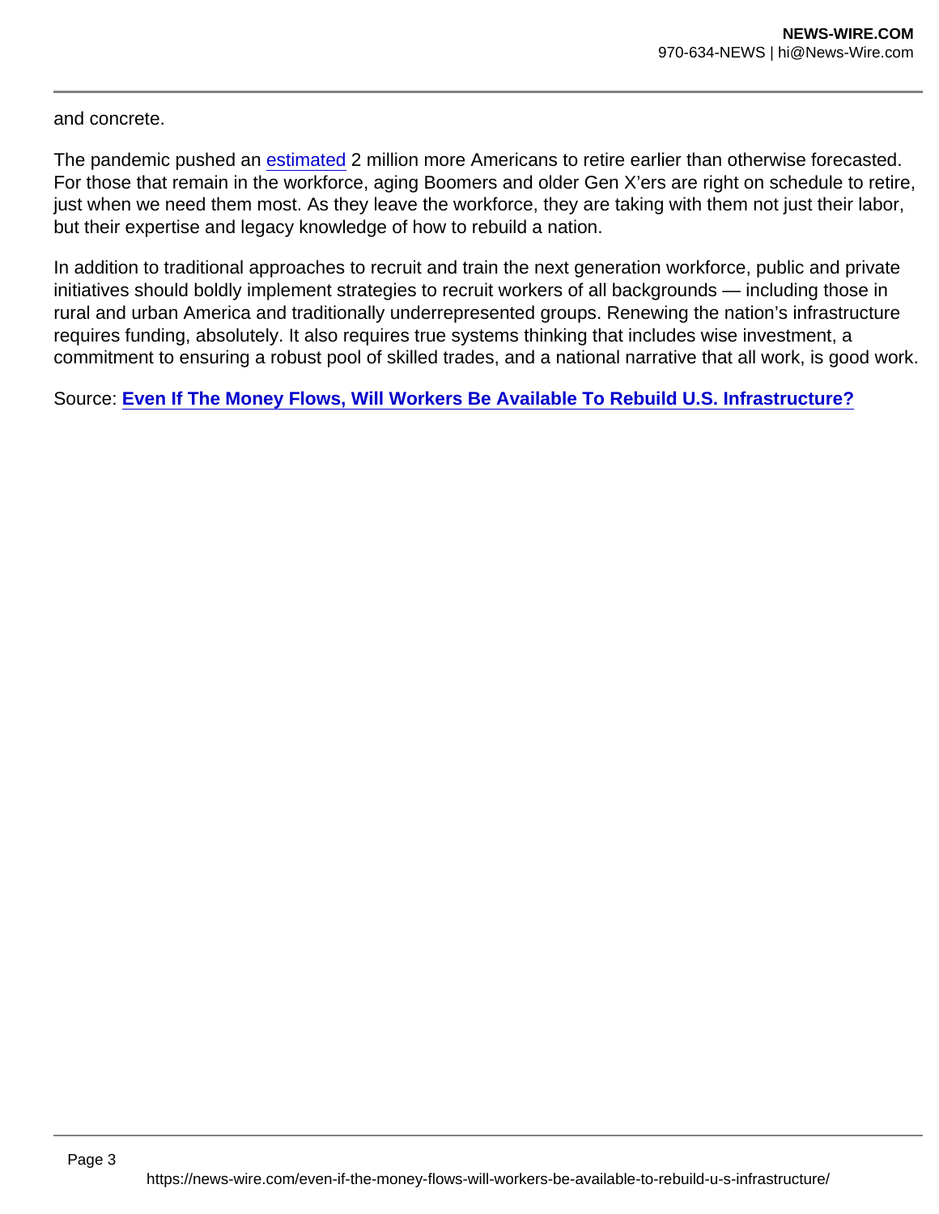and concrete.

The pandemic pushed an estimated 2 million more Americans to retire earlier than otherwise forecasted. For those that remain in the workforce, aging Boomers and older Gen X'ers are right on schedule to retire, just when we need them most. As they leave the workforce, they are taking with them not just their labor, but their expertise and legacy knowledge of how to rebuild a nation.

In addition to traditional approaches to recruit and train the next generation workforce, public and private initiatives should boldly implement strategies to recruit workers of all backgrounds — including those in rural and urban America and traditionally underrepresented groups. Renewing the nation's infrastructure requires funding, absolutely. It also requires true systems thinking that includes wise investment, a commitment to ensuring a robust pool of skilled trades, and a national narrative that all work, is good work.

Source: **Even If The Money Flows, Will Workers Be Available To Rebuild U.S. Infrastructure?**